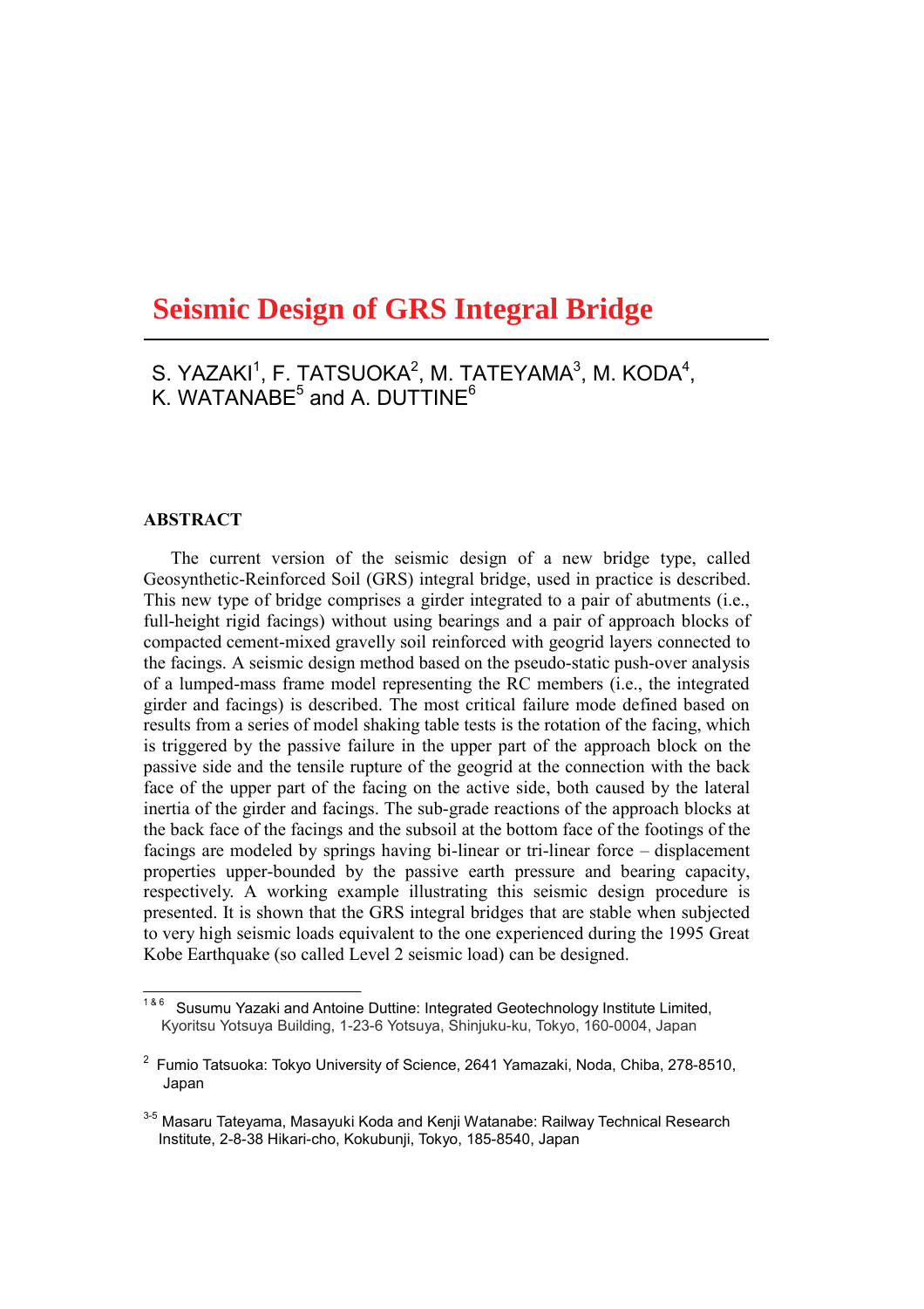# Seismic Design of GRS Integral Bridge

S. YAZAKI[1], F. TATSUOKA[2], M. TATEYAMA[3], M. KODA[4], K. WATANABE[5] and A. DUTTINE[6]

## ABSTRACT

The current version of the seismic design of a new bridge type, called Geosynthetic-Reinforced Soil (GRS) integral bridge, used in practice is described. This new type of bridge comprises a girder integrated to a pair of abutments (i.e., full-height rigid facings) without using bearings and a pair of approach blocks of compacted cement-mixed gravelly soil reinforced with geogrid layers connected to the facings. A seismic design method based on the pseudo-static push-over analysis of a lumped-mass frame model representing the RC members (i.e., the integrated girder and facings) is described. The most critical failure mode defined based on results from a series of model shaking table tests is the rotation of the facing, which is triggered by the passive failure in the upper part of the approach block on the passive side and the tensile rupture of the geogrid at the connection with the back face of the upper part of the facing on the active side, both caused by the lateral inertia of the girder and facings. The sub-grade reactions of the approach blocks at the back face of the facings and the subsoil at the bottom face of the footings of the facings are modeled by springs having bi-linear or tri-linear force – displacement properties upper-bounded by the passive earth pressure and bearing capacity, respectively. A working example illustrating this seismic design procedure is presented. It is shown that the GRS integral bridges that are stable when subjected to very high seismic loads equivalent to the one experienced during the 1995 Great Kobe Earthquake (so called Level 2 seismic load) can be designed.

---

[1 & 6] Susumu Yazaki and Antoine Duttine: Integrated Geotechnology Institute Limited, Kyoritsu Yotsuya Building, 1-23-6 Yotsuya, Shinjuku-ku, Tokyo, 160-0004, Japan

[2] Fumio Tatsuoka: Tokyo University of Science, 2641 Yamazaki, Noda, Chiba, 278-8510, Japan

[3-5] Masaru Tateyama, Masayuki Koda and Kenji Watanabe: Railway Technical Research Institute, 2-8-38 Hikari-cho, Kokubunji, Tokyo, 185-8540, Japan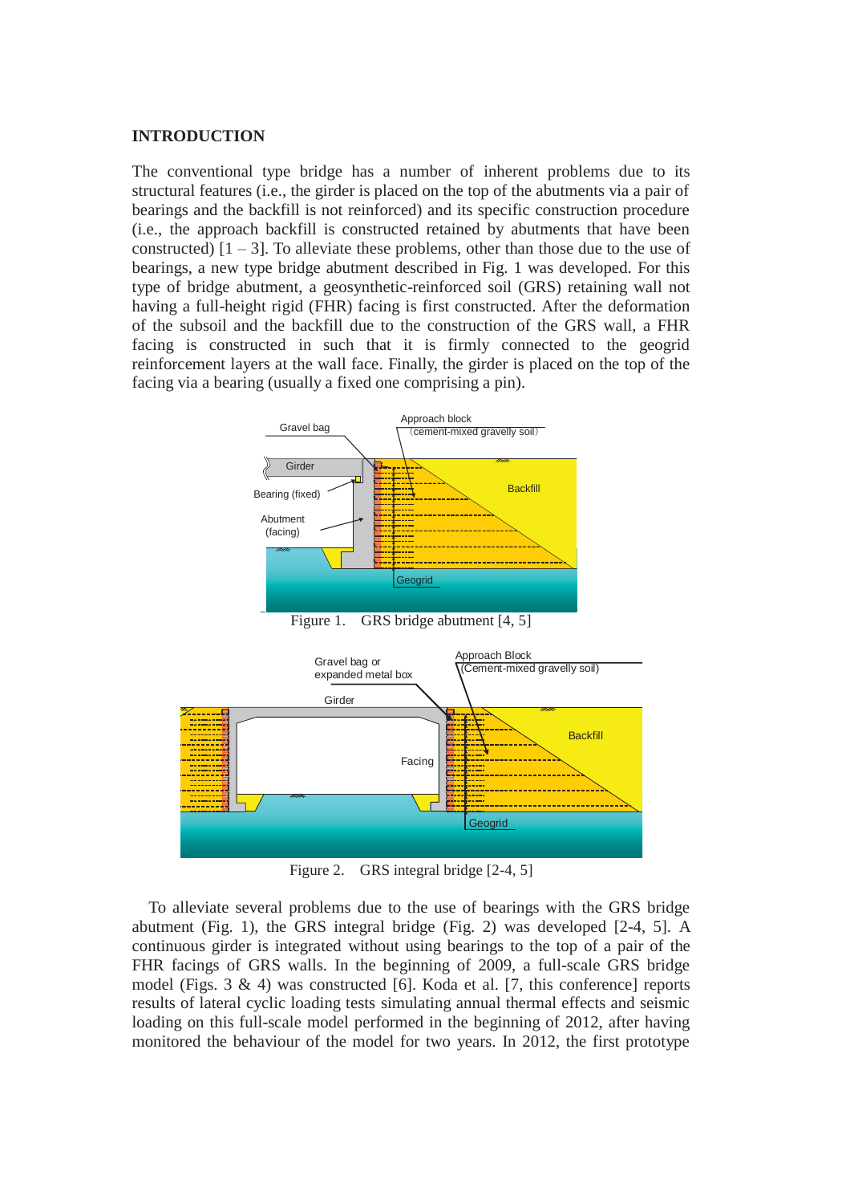## INTRODUCTION

The conventional type bridge has a number of inherent problems due to its structural features (i.e., the girder is placed on the top of the abutments via a pair of bearings and the backfill is not reinforced) and its specific construction procedure (i.e., the approach backfill is constructed retained by abutments that have been constructed) [1 – 3]. To alleviate these problems, other than those due to the use of bearings, a new type bridge abutment described in Fig. 1 was developed. For this type of bridge abutment, a geosynthetic-reinforced soil (GRS) retaining wall not having a full-height rigid (FHR) facing is first constructed. After the deformation of the subsoil and the backfill due to the construction of the GRS wall, a FHR facing is constructed in such that it is firmly connected to the geogrid reinforcement layers at the wall face. Finally, the girder is placed on the top of the facing via a bearing (usually a fixed one comprising a pin).

Figure 1. GRS bridge abutment [4, 5]

Figure 2. GRS integral bridge [2-4, 5]

To alleviate several problems due to the use of bearings with the GRS bridge abutment (Fig. 1), the GRS integral bridge (Fig. 2) was developed [2-4, 5]. A continuous girder is integrated without using bearings to the top of a pair of the FHR facings of GRS walls. In the beginning of 2009, a full-scale GRS bridge model (Figs. 3 & 4) was constructed [6]. Koda et al. [7, this conference] reports results of lateral cyclic loading tests simulating annual thermal effects and seismic loading on this full-scale model performed in the beginning of 2012, after having monitored the behaviour of the model for two years. In 2012, the first prototype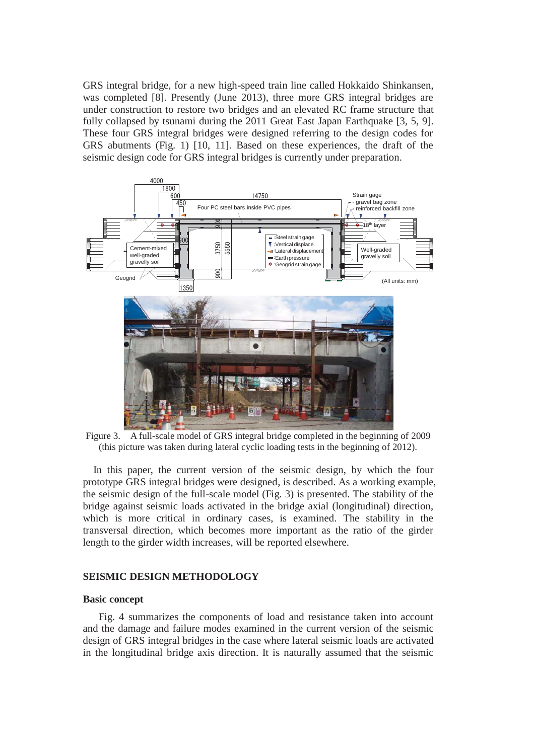GRS integral bridge, for a new high-speed train line called Hokkaido Shinkansen, was completed [8]. Presently (June 2013), three more GRS integral bridges are under construction to restore two bridges and an elevated RC frame structure that fully collapsed by tsunami during the 2011 Great East Japan Earthquake [3, 5, 9]. These four GRS integral bridges were designed referring to the design codes for GRS abutments (Fig. 1) [10, 11]. Based on these experiences, the draft of the seismic design code for GRS integral bridges is currently under preparation.

Figure 3. A full-scale model of GRS integral bridge completed in the beginning of 2009 (this picture was taken during lateral cyclic loading tests in the beginning of 2012).

In this paper, the current version of the seismic design, by which the four prototype GRS integral bridges were designed, is described. As a working example, the seismic design of the full-scale model (Fig. 3) is presented. The stability of the bridge against seismic loads activated in the bridge axial (longitudinal) direction, which is more critical in ordinary cases, is examined. The stability in the transversal direction, which becomes more important as the ratio of the girder length to the girder width increases, will be reported elsewhere.

## SEISMIC DESIGN METHODOLOGY

### Basic concept

Fig. 4 summarizes the components of load and resistance taken into account and the damage and failure modes examined in the current version of the seismic design of GRS integral bridges in the case where lateral seismic loads are activated in the longitudinal bridge axis direction. It is naturally assumed that the seismic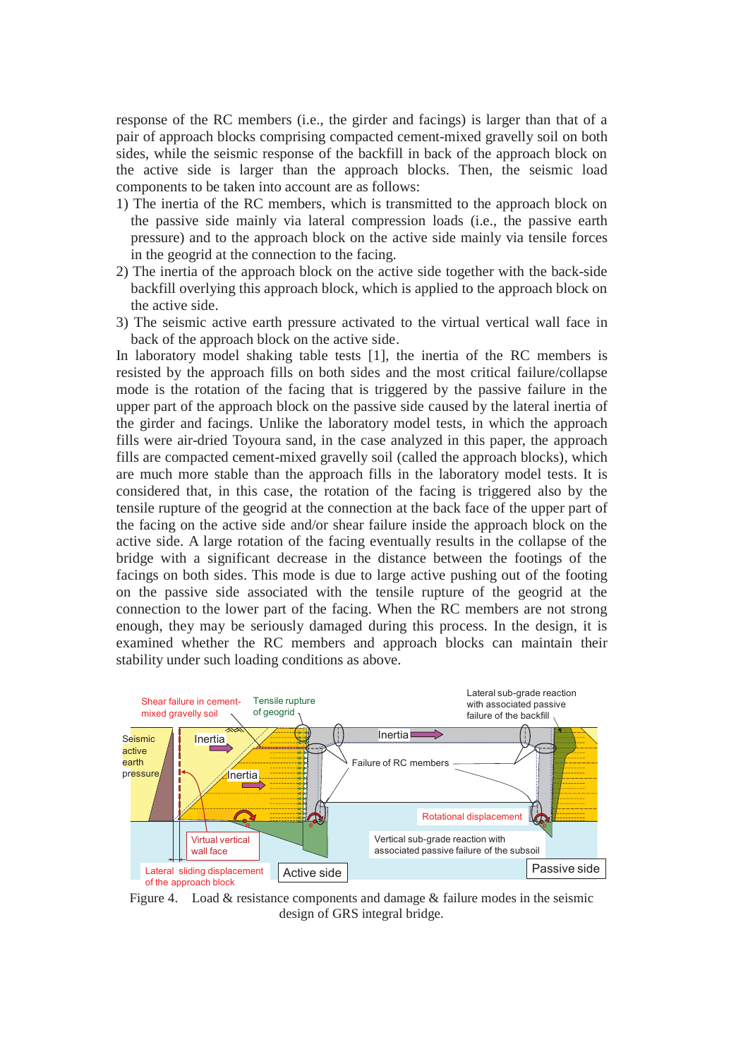response of the RC members (i.e., the girder and facings) is larger than that of a pair of approach blocks comprising compacted cement-mixed gravelly soil on both sides, while the seismic response of the backfill in back of the approach block on the active side is larger than the approach blocks. Then, the seismic load components to be taken into account are as follows:

1) The inertia of the RC members, which is transmitted to the approach block on the passive side mainly via lateral compression loads (i.e., the passive earth pressure) and to the approach block on the active side mainly via tensile forces in the geogrid at the connection to the facing.
2) The inertia of the approach block on the active side together with the back-side backfill overlying this approach block, which is applied to the approach block on the active side.
3) The seismic active earth pressure activated to the virtual vertical wall face in back of the approach block on the active side.

In laboratory model shaking table tests [1], the inertia of the RC members is resisted by the approach fills on both sides and the most critical failure/collapse mode is the rotation of the facing that is triggered by the passive failure in the upper part of the approach block on the passive side caused by the lateral inertia of the girder and facings. Unlike the laboratory model tests, in which the approach fills were air-dried Toyoura sand, in the case analyzed in this paper, the approach fills are compacted cement-mixed gravelly soil (called the approach blocks), which are much more stable than the approach fills in the laboratory model tests. It is considered that, in this case, the rotation of the facing is triggered also by the tensile rupture of the geogrid at the connection at the back face of the upper part of the facing on the active side and/or shear failure inside the approach block on the active side. A large rotation of the facing eventually results in the collapse of the bridge with a significant decrease in the distance between the footings of the facings on both sides. This mode is due to large active pushing out of the footing on the passive side associated with the tensile rupture of the geogrid at the connection to the lower part of the facing. When the RC members are not strong enough, they may be seriously damaged during this process. In the design, it is examined whether the RC members and approach blocks can maintain their stability under such loading conditions as above.

Figure 4. Load & resistance components and damage & failure modes in the seismic design of GRS integral bridge.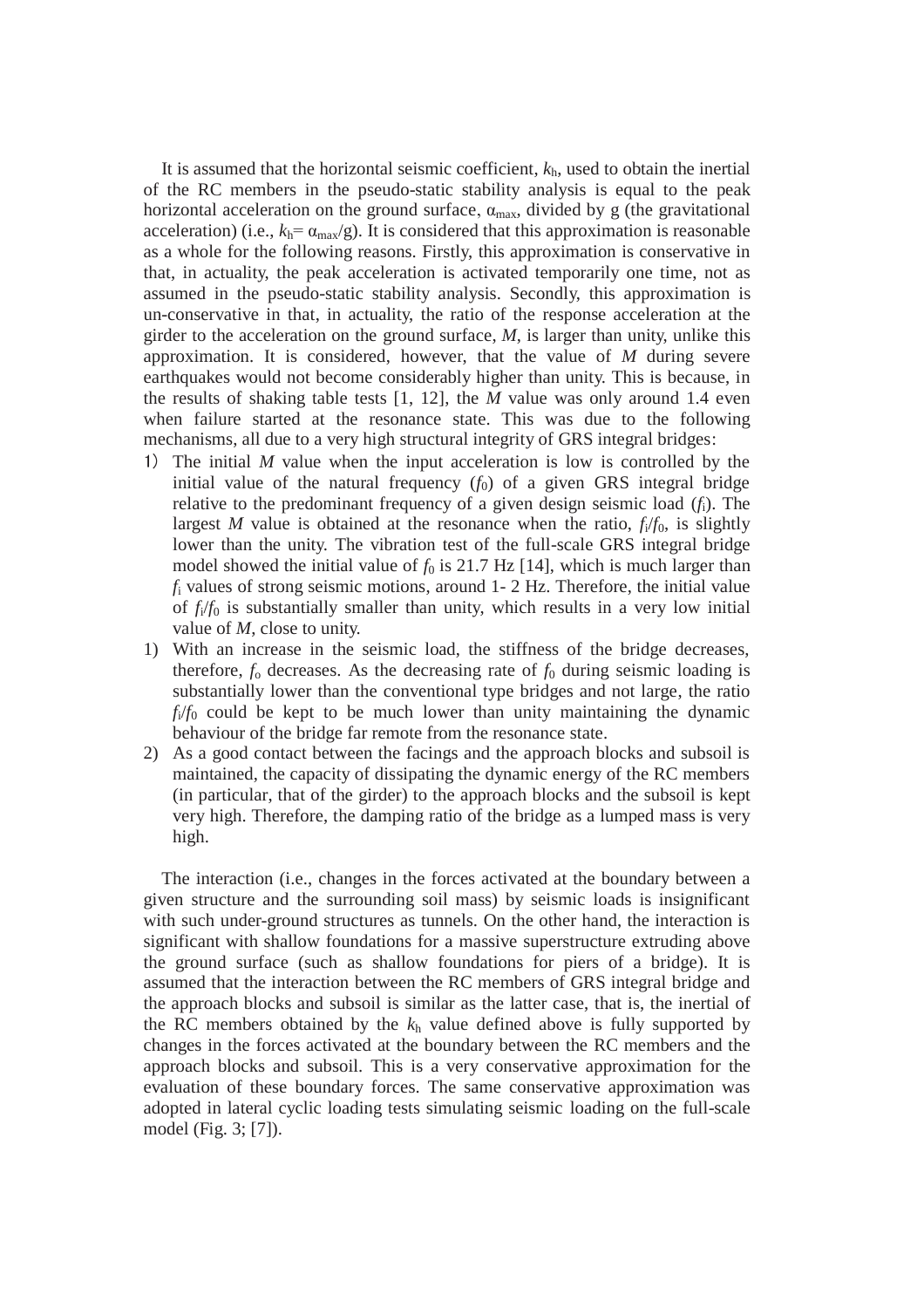It is assumed that the horizontal seismic coefficient, $k_h$, used to obtain the inertial of the RC members in the pseudo-static stability analysis is equal to the peak horizontal acceleration on the ground surface, $\alpha_{max}$, divided by g (the gravitational acceleration) (i.e., $k_h = \alpha_{max}/g$). It is considered that this approximation is reasonable as a whole for the following reasons. Firstly, this approximation is conservative in that, in actuality, the peak acceleration is activated temporarily one time, not as assumed in the pseudo-static stability analysis. Secondly, this approximation is un-conservative in that, in actuality, the ratio of the response acceleration at the girder to the acceleration on the ground surface, $M$, is larger than unity, unlike this approximation. It is considered, however, that the value of $M$ during severe earthquakes would not become considerably higher than unity. This is because, in the results of shaking table tests [1, 12], the $M$ value was only around 1.4 even when failure started at the resonance state. This was due to the following mechanisms, all due to a very high structural integrity of GRS integral bridges:

1) The initial $M$ value when the input acceleration is low is controlled by the initial value of the natural frequency ($f_0$) of a given GRS integral bridge relative to the predominant frequency of a given design seismic load ($f_i$). The largest $M$ value is obtained at the resonance when the ratio, $f_i/f_0$, is slightly lower than the unity. The vibration test of the full-scale GRS integral bridge model showed the initial value of $f_0$ is 21.7 Hz [14], which is much larger than $f_i$ values of strong seismic motions, around 1- 2 Hz. Therefore, the initial value of $f_i/f_0$ is substantially smaller than unity, which results in a very low initial value of $M$, close to unity.
1) With an increase in the seismic load, the stiffness of the bridge decreases, therefore, $f_o$ decreases. As the decreasing rate of $f_0$ during seismic loading is substantially lower than the conventional type bridges and not large, the ratio $f_i/f_0$ could be kept to be much lower than unity maintaining the dynamic behaviour of the bridge far remote from the resonance state.
2) As a good contact between the facings and the approach blocks and subsoil is maintained, the capacity of dissipating the dynamic energy of the RC members (in particular, that of the girder) to the approach blocks and the subsoil is kept very high. Therefore, the damping ratio of the bridge as a lumped mass is very high.

The interaction (i.e., changes in the forces activated at the boundary between a given structure and the surrounding soil mass) by seismic loads is insignificant with such under-ground structures as tunnels. On the other hand, the interaction is significant with shallow foundations for a massive superstructure extruding above the ground surface (such as shallow foundations for piers of a bridge). It is assumed that the interaction between the RC members of GRS integral bridge and the approach blocks and subsoil is similar as the latter case, that is, the inertial of the RC members obtained by the $k_h$ value defined above is fully supported by changes in the forces activated at the boundary between the RC members and the approach blocks and subsoil. This is a very conservative approximation for the evaluation of these boundary forces. The same conservative approximation was adopted in lateral cyclic loading tests simulating seismic loading on the full-scale model (Fig. 3; [7]).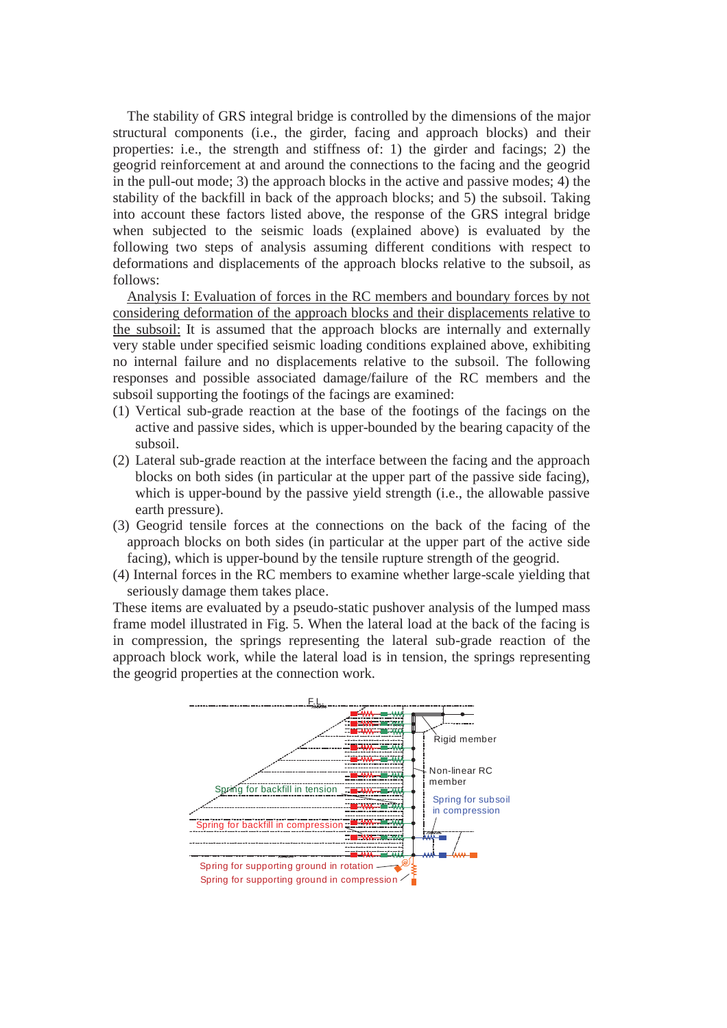The stability of GRS integral bridge is controlled by the dimensions of the major structural components (i.e., the girder, facing and approach blocks) and their properties: i.e., the strength and stiffness of: 1) the girder and facings; 2) the geogrid reinforcement at and around the connections to the facing and the geogrid in the pull-out mode; 3) the approach blocks in the active and passive modes; 4) the stability of the backfill in back of the approach blocks; and 5) the subsoil. Taking into account these factors listed above, the response of the GRS integral bridge when subjected to the seismic loads (explained above) is evaluated by the following two steps of analysis assuming different conditions with respect to deformations and displacements of the approach blocks relative to the subsoil, as follows:

Analysis I: Evaluation of forces in the RC members and boundary forces by not considering deformation of the approach blocks and their displacements relative to the subsoil: It is assumed that the approach blocks are internally and externally very stable under specified seismic loading conditions explained above, exhibiting no internal failure and no displacements relative to the subsoil. The following responses and possible associated damage/failure of the RC members and the subsoil supporting the footings of the facings are examined:

(1) Vertical sub-grade reaction at the base of the footings of the facings on the active and passive sides, which is upper-bounded by the bearing capacity of the subsoil.
(2) Lateral sub-grade reaction at the interface between the facing and the approach blocks on both sides (in particular at the upper part of the passive side facing), which is upper-bound by the passive yield strength (i.e., the allowable passive earth pressure).
(3) Geogrid tensile forces at the connections on the back of the facing of the approach blocks on both sides (in particular at the upper part of the active side facing), which is upper-bound by the tensile rupture strength of the geogrid.
(4) Internal forces in the RC members to examine whether large-scale yielding that seriously damage them takes place.

These items are evaluated by a pseudo-static pushover analysis of the lumped mass frame model illustrated in Fig. 5. When the lateral load at the back of the facing is in compression, the springs representing the lateral sub-grade reaction of the approach block work, while the lateral load is in tension, the springs representing the geogrid properties at the connection work.

F.L.

Rigid member

Non-linear RC member

Spring for backfill in tension

Spring for subsoil in compression

Spring for backfill in compression

Spring for supporting ground in rotation

Spring for supporting ground in compression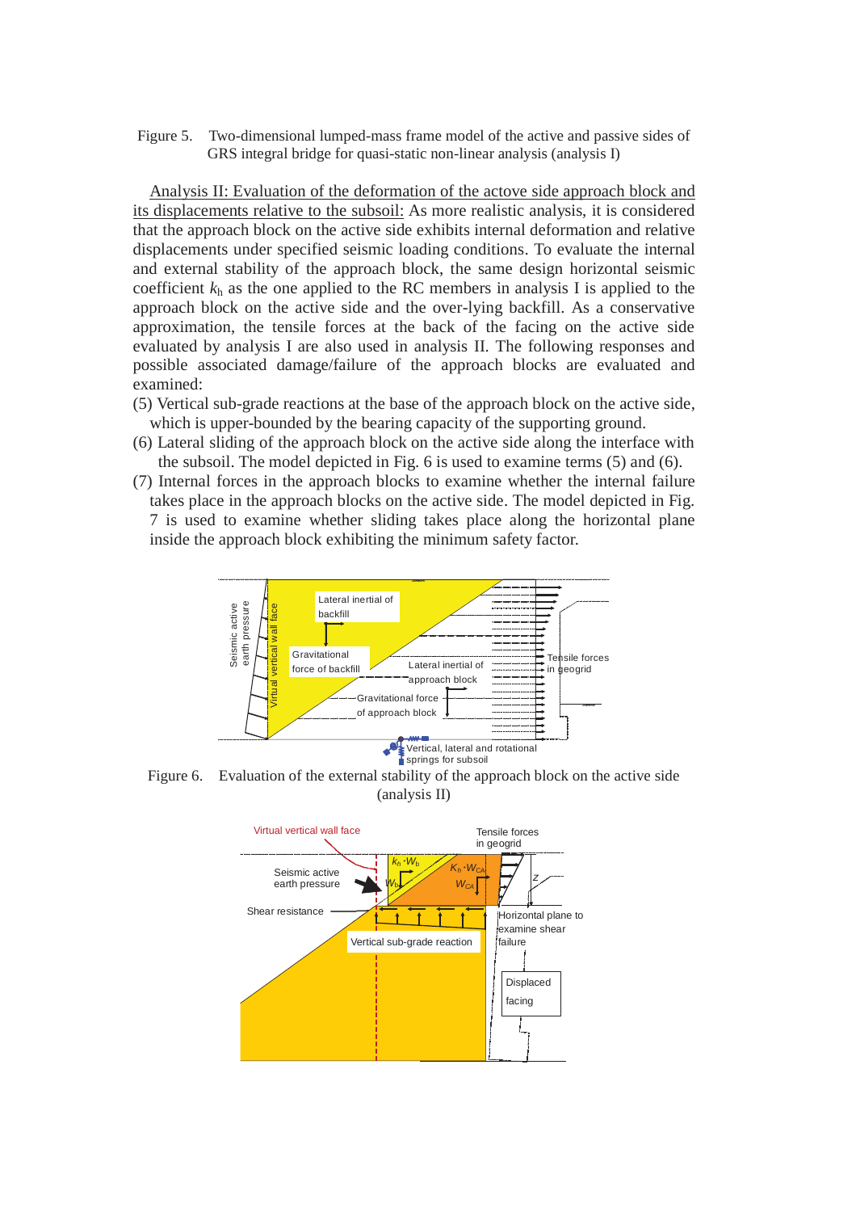Figure 5. Two-dimensional lumped-mass frame model of the active and passive sides of GRS integral bridge for quasi-static non-linear analysis (analysis I)

Analysis II: Evaluation of the deformation of the actove side approach block and its displacements relative to the subsoil: As more realistic analysis, it is considered that the approach block on the active side exhibits internal deformation and relative displacements under specified seismic loading conditions. To evaluate the internal and external stability of the approach block, the same design horizontal seismic coefficient $k_h$ as the one applied to the RC members in analysis I is applied to the approach block on the active side and the over-lying backfill. As a conservative approximation, the tensile forces at the back of the facing on the active side evaluated by analysis I are also used in analysis II. The following responses and possible associated damage/failure of the approach blocks are evaluated and examined:

(5) Vertical sub-grade reactions at the base of the approach block on the active side, which is upper-bounded by the bearing capacity of the supporting ground.

(6) Lateral sliding of the approach block on the active side along the interface with the subsoil. The model depicted in Fig. 6 is used to examine terms (5) and (6).

(7) Internal forces in the approach blocks to examine whether the internal failure takes place in the approach blocks on the active side. The model depicted in Fig. 7 is used to examine whether sliding takes place along the horizontal plane inside the approach block exhibiting the minimum safety factor.

Figure 6. Evaluation of the external stability of the approach block on the active side (analysis II)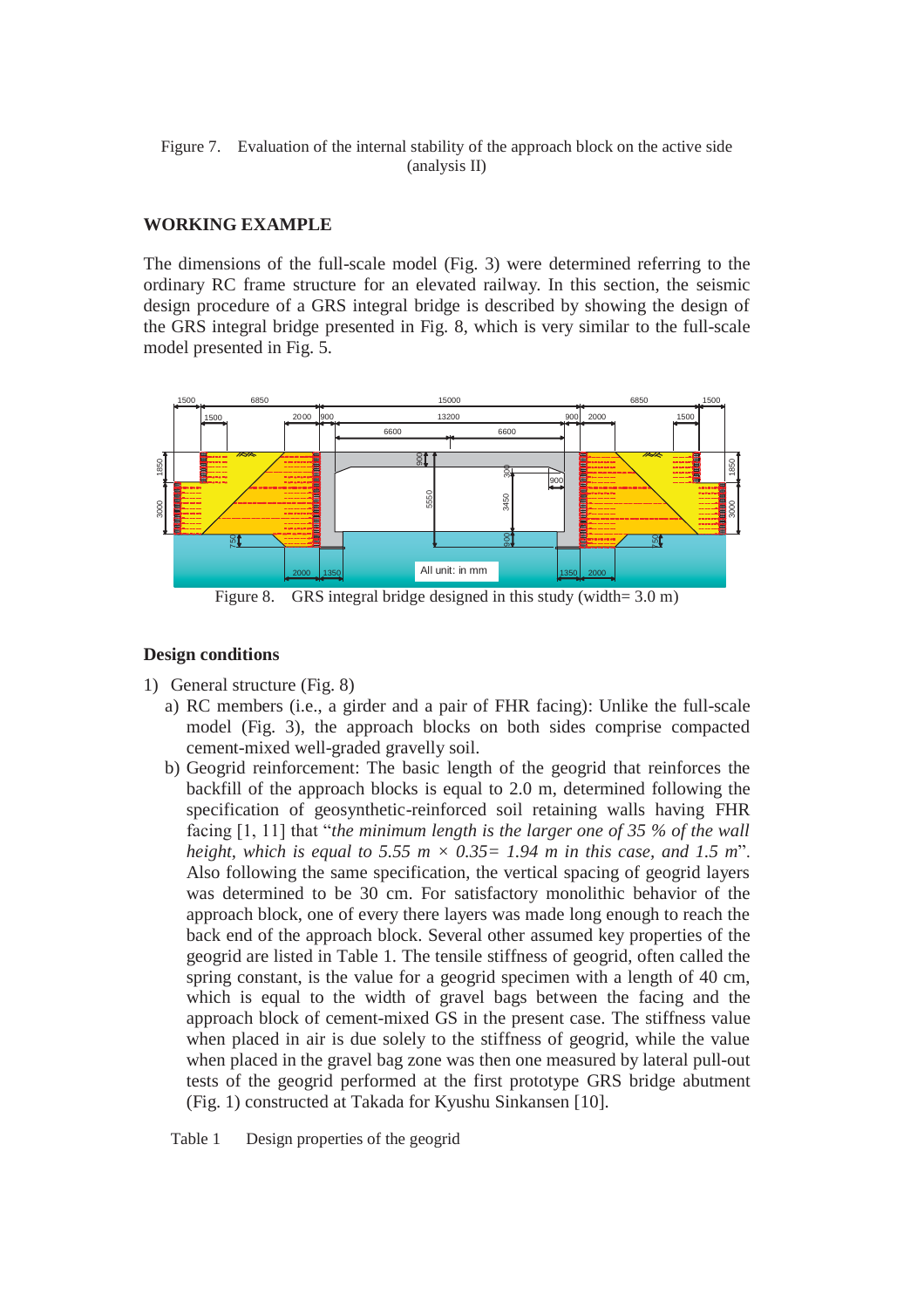Figure 7. Evaluation of the internal stability of the approach block on the active side (analysis II)

## WORKING EXAMPLE

The dimensions of the full-scale model (Fig. 3) were determined referring to the ordinary RC frame structure for an elevated railway. In this section, the seismic design procedure of a GRS integral bridge is described by showing the design of the GRS integral bridge presented in Fig. 8, which is very similar to the full-scale model presented in Fig. 5.

Figure 8. GRS integral bridge designed in this study (width= 3.0 m)

### Design conditions

1) General structure (Fig. 8)
   a) RC members (i.e., a girder and a pair of FHR facing): Unlike the full-scale model (Fig. 3), the approach blocks on both sides comprise compacted cement-mixed well-graded gravelly soil.
   b) Geogrid reinforcement: The basic length of the geogrid that reinforces the backfill of the approach blocks is equal to 2.0 m, determined following the specification of geosynthetic-reinforced soil retaining walls having FHR facing [1, 11] that "*the minimum length is the larger one of 35 % of the wall height, which is equal to 5.55 m × 0.35= 1.94 m in this case, and 1.5 m*". Also following the same specification, the vertical spacing of geogrid layers was determined to be 30 cm. For satisfactory monolithic behavior of the approach block, one of every there layers was made long enough to reach the back end of the approach block. Several other assumed key properties of the geogrid are listed in Table 1. The tensile stiffness of geogrid, often called the spring constant, is the value for a geogrid specimen with a length of 40 cm, which is equal to the width of gravel bags between the facing and the approach block of cement-mixed GS in the present case. The stiffness value when placed in air is due solely to the stiffness of geogrid, while the value when placed in the gravel bag zone was then one measured by lateral pull-out tests of the geogrid performed at the first prototype GRS bridge abutment (Fig. 1) constructed at Takada for Kyushu Sinkansen [10].

Table 1 Design properties of the geogrid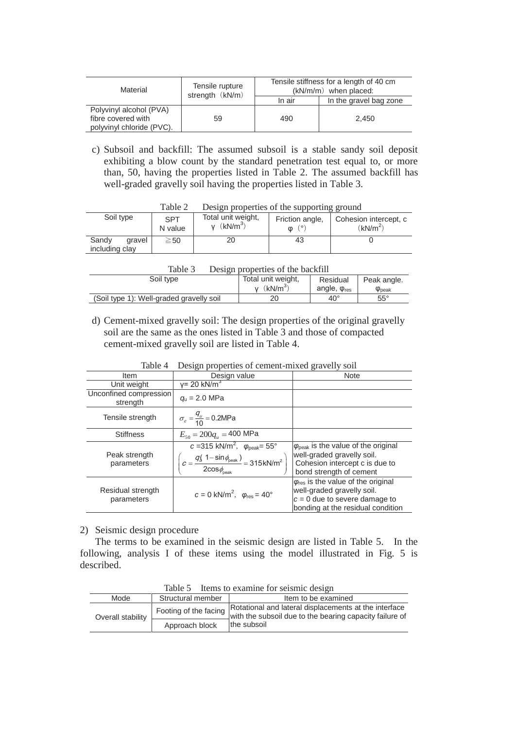| Material | Tensile rupture strength (kN/m) | Tensile stiffness for a length of 40 cm (kN/m/m) when placed: | |
|---|---|---|---|
| | | In air | In the gravel bag zone |
| Polyvinyl alcohol (PVA) fibre covered with polyvinyl chloride (PVC). | 59 | 490 | 2,450 |

c) Subsoil and backfill: The assumed subsoil is a stable sandy soil deposit exhibiting a blow count by the standard penetration test equal to, or more than, 50, having the properties listed in Table 2. The assumed backfill has well-graded gravelly soil having the properties listed in Table 3.

Table 2 Design properties of the supporting ground

| Soil type | SPT N value | Total unit weight, γ (kN/m$^3$) | Friction angle, φ (°) | Cohesion intercept, c (kN/m$^2$) |
|---|---|---|---|---|
| Sandy gravel including clay | ≧50 | 20 | 43 | 0 |

Table 3 Design properties of the backfill

| Soil type | Total unit weight, γ (kN/m$^3$) | Residual angle, $\varphi_{res}$ | Peak angle. $\varphi_{peak}$ |
|---|---|---|---|
| (Soil type 1): Well-graded gravelly soil | 20 | 40° | 55° |

d) Cement-mixed gravelly soil: The design properties of the original gravelly soil are the same as the ones listed in Table 3 and those of compacted cement-mixed gravelly soil are listed in Table 4.

Table 4 Design properties of cement-mixed gravelly soil

| Item | Design value | Note |
|---|---|---|
| Unit weight | γ= 20 kN/m$^3$ | |
| Unconfined compression strength | $q_u$ = 2.0 MPa | |
| Tensile strength | $\sigma_c = \frac{q_u}{10} = 0.2$MPa | |
| Stiffness | $E_{50} = 200 q_u = 400$ MPa | |
| Peak strength parameters | $c$ =315 kN/m$^2$, $\varphi_{peak}$= 55° $\left( c = \frac{q_u(1-\sin\phi_{peak})}{2\cos\phi_{peak}} = 315\text{kN/m}^2 \right)$ | $\varphi_{peak}$ is the value of the original well-graded gravelly soil. Cohesion intercept c is due to bond strength of cement |
| Residual strength parameters | $c$ = 0 kN/m$^2$, $\varphi_{res}$ = 40° | $\varphi_{res}$ is the value of the original well-graded gravelly soil. $c$ = 0 due to severe damage to bonding at the residual condition |

2) Seismic design procedure

The terms to be examined in the seismic design are listed in Table 5. In the following, analysis I of these items using the model illustrated in Fig. 5 is described.

Table 5 Items to examine for seismic design

| Mode | Structural member | Item to be examined |
|---|---|---|
| Overall stability | Footing of the facing | Rotational and lateral displacements at the interface with the subsoil due to the bearing capacity failure of the subsoil |
| | Approach block | |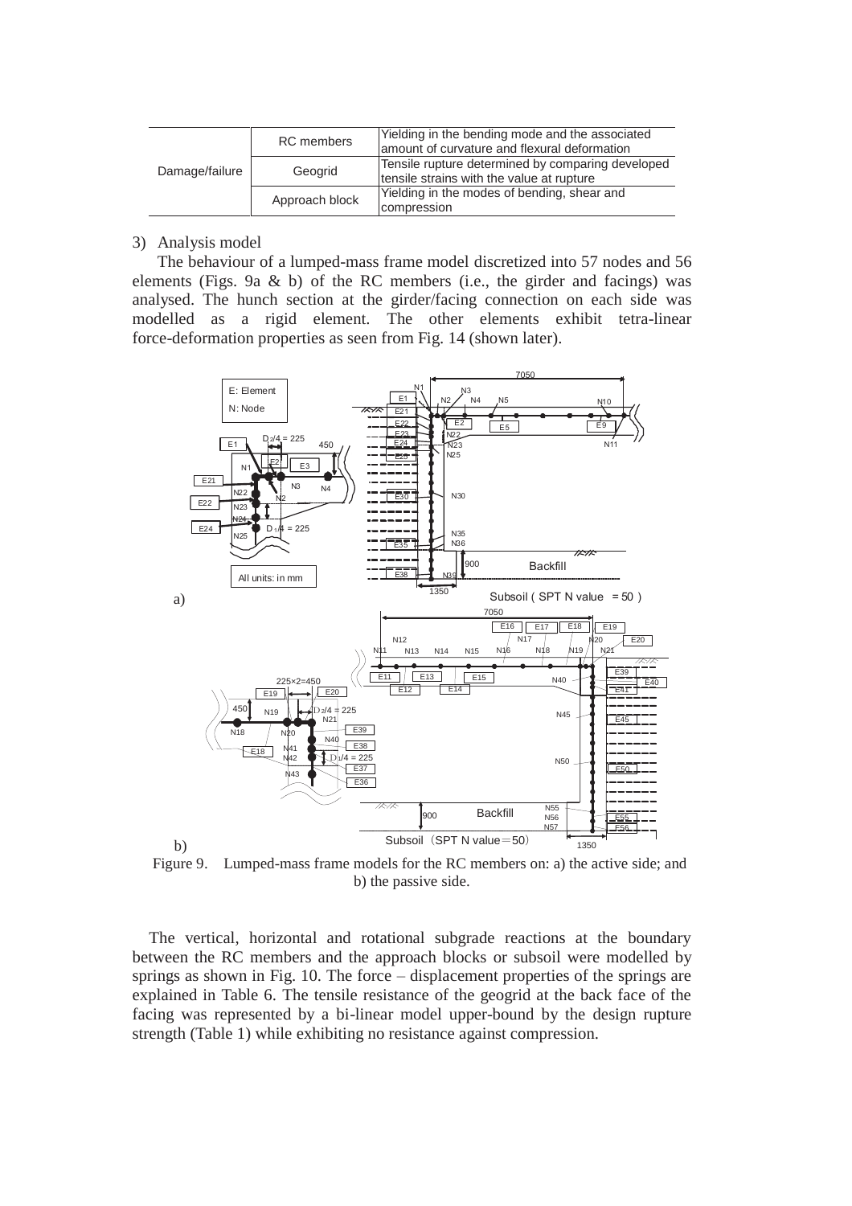| | | |
|---|---|---|
| Damage/failure | RC members | Yielding in the bending mode and the associated amount of curvature and flexural deformation |
| | Geogrid | Tensile rupture determined by comparing developed tensile strains with the value at rupture |
| | Approach block | Yielding in the modes of bending, shear and compression |

3) Analysis model

The behaviour of a lumped-mass frame model discretized into 57 nodes and 56 elements (Figs. 9a & b) of the RC members (i.e., the girder and facings) was analysed. The hunch section at the girder/facing connection on each side was modelled as a rigid element. The other elements exhibit tetra-linear force-deformation properties as seen from Fig. 14 (shown later).

Figure 9. Lumped-mass frame models for the RC members on: a) the active side; and b) the passive side.

The vertical, horizontal and rotational subgrade reactions at the boundary between the RC members and the approach blocks or subsoil were modelled by springs as shown in Fig. 10. The force – displacement properties of the springs are explained in Table 6. The tensile resistance of the geogrid at the back face of the facing was represented by a bi-linear model upper-bound by the design rupture strength (Table 1) while exhibiting no resistance against compression.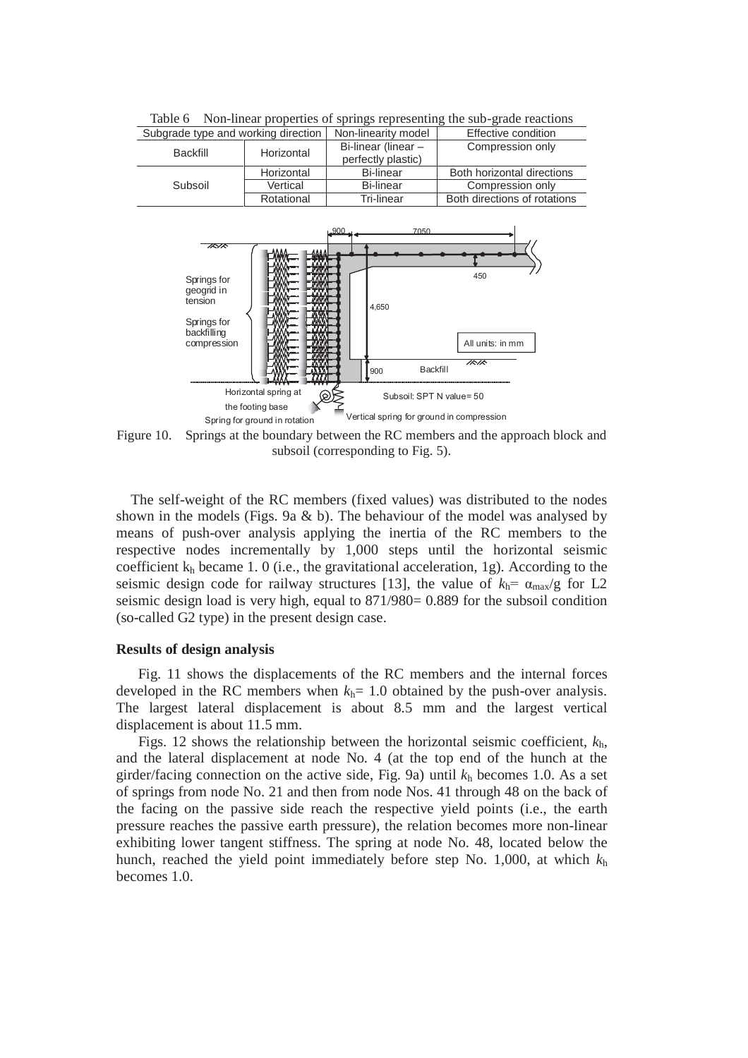Table 6 Non-linear properties of springs representing the sub-grade reactions

| Subgrade type and working direction | | Non-linearity model | Effective condition |
|---|---|---|---|
| Backfill | Horizontal | Bi-linear (linear – perfectly plastic) | Compression only |
| Subsoil | Horizontal | Bi-linear | Both horizontal directions |
| | Vertical | Bi-linear | Compression only |
| | Rotational | Tri-linear | Both directions of rotations |

Figure 10. Springs at the boundary between the RC members and the approach block and subsoil (corresponding to Fig. 5).

The self-weight of the RC members (fixed values) was distributed to the nodes shown in the models (Figs. 9a & b). The behaviour of the model was analysed by means of push-over analysis applying the inertia of the RC members to the respective nodes incrementally by 1,000 steps until the horizontal seismic coefficient $k_h$ became 1. 0 (i.e., the gravitational acceleration, 1g). According to the seismic design code for railway structures [13], the value of $k_h = \alpha_{max}/g$ for L2 seismic design load is very high, equal to 871/980= 0.889 for the subsoil condition (so-called G2 type) in the present design case.

**Results of design analysis**

Fig. 11 shows the displacements of the RC members and the internal forces developed in the RC members when $k_h$= 1.0 obtained by the push-over analysis. The largest lateral displacement is about 8.5 mm and the largest vertical displacement is about 11.5 mm.

Figs. 12 shows the relationship between the horizontal seismic coefficient, $k_h$, and the lateral displacement at node No. 4 (at the top end of the hunch at the girder/facing connection on the active side, Fig. 9a) until $k_h$ becomes 1.0. As a set of springs from node No. 21 and then from node Nos. 41 through 48 on the back of the facing on the passive side reach the respective yield points (i.e., the earth pressure reaches the passive earth pressure), the relation becomes more non-linear exhibiting lower tangent stiffness. The spring at node No. 48, located below the hunch, reached the yield point immediately before step No. 1,000, at which $k_h$ becomes 1.0.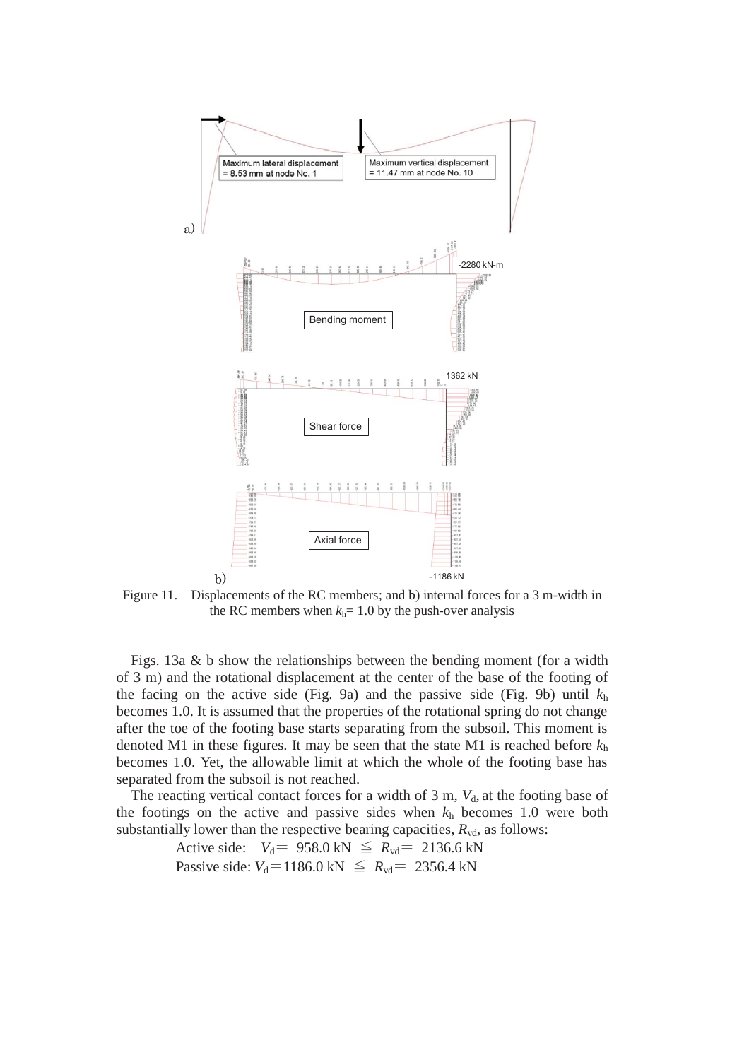Figure 11. Displacements of the RC members; and b) internal forces for a 3 m-width in the RC members when $k_h$= 1.0 by the push-over analysis

Figs. 13a & b show the relationships between the bending moment (for a width of 3 m) and the rotational displacement at the center of the base of the footing of the facing on the active side (Fig. 9a) and the passive side (Fig. 9b) until $k_h$ becomes 1.0. It is assumed that the properties of the rotational spring do not change after the toe of the footing base starts separating from the subsoil. This moment is denoted M1 in these figures. It may be seen that the state M1 is reached before $k_h$ becomes 1.0. Yet, the allowable limit at which the whole of the footing base has separated from the subsoil is not reached.

The reacting vertical contact forces for a width of 3 m, $V_d$, at the footing base of the footings on the active and passive sides when $k_h$ becomes 1.0 were both substantially lower than the respective bearing capacities, $R_{vd}$, as follows:

Active side: $V_d = 958.0$ kN $\leqq R_{vd} = 2136.6$ kN

Passive side: $V_d = 1186.0$ kN $\leqq R_{vd} = 2356.4$ kN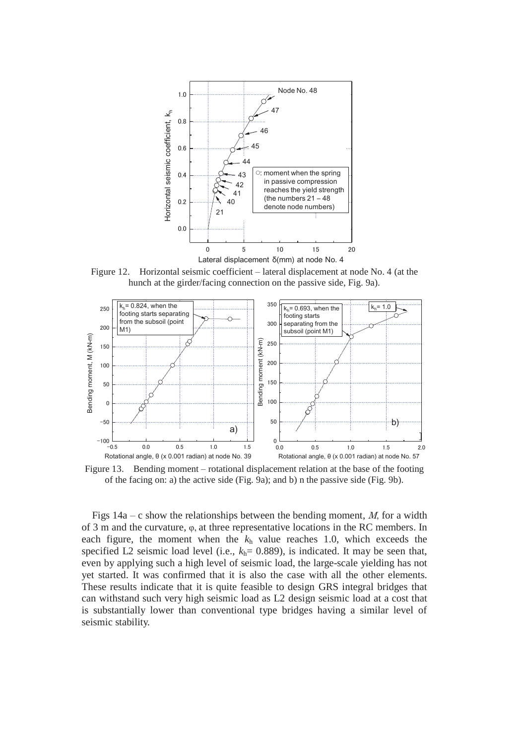Figure 12. Horizontal seismic coefficient – lateral displacement at node No. 4 (at the hunch at the girder/facing connection on the passive side, Fig. 9a).

Figure 13. Bending moment – rotational displacement relation at the base of the footing of the facing on: a) the active side (Fig. 9a); and b) n the passive side (Fig. 9b).

Figs 14a – c show the relationships between the bending moment, $M$, for a width of 3 m and the curvature, $\varphi$, at three representative locations in the RC members. In each figure, the moment when the $k_h$ value reaches 1.0, which exceeds the specified L2 seismic load level (i.e., $k_h$= 0.889), is indicated. It may be seen that, even by applying such a high level of seismic load, the large-scale yielding has not yet started. It was confirmed that it is also the case with all the other elements. These results indicate that it is quite feasible to design GRS integral bridges that can withstand such very high seismic load as L2 design seismic load at a cost that is substantially lower than conventional type bridges having a similar level of seismic stability.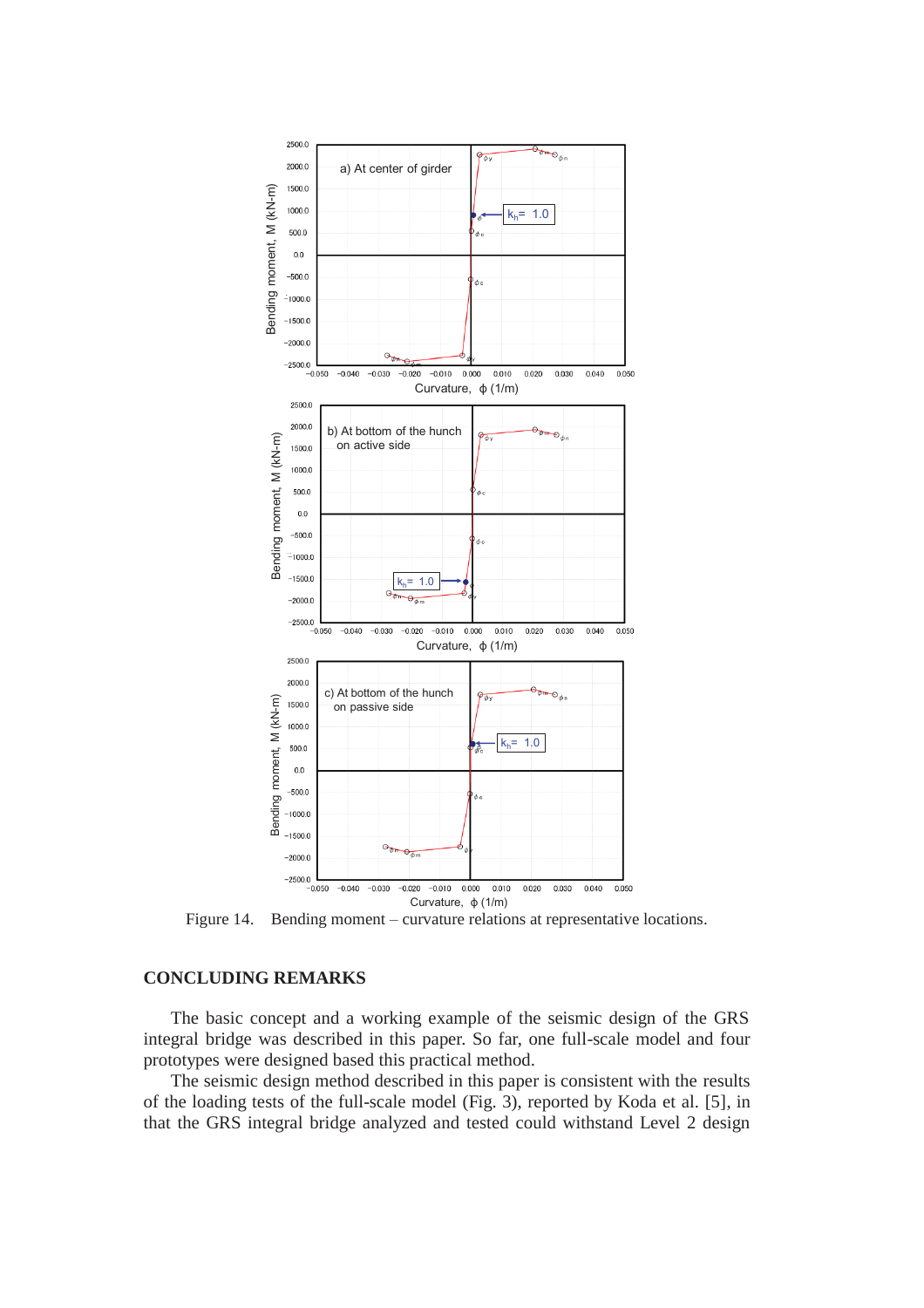Figure 14. Bending moment – curvature relations at representative locations.

## CONCLUDING REMARKS

The basic concept and a working example of the seismic design of the GRS integral bridge was described in this paper. So far, one full-scale model and four prototypes were designed based this practical method.

The seismic design method described in this paper is consistent with the results of the loading tests of the full-scale model (Fig. 3), reported by Koda et al. [5], in that the GRS integral bridge analyzed and tested could withstand Level 2 design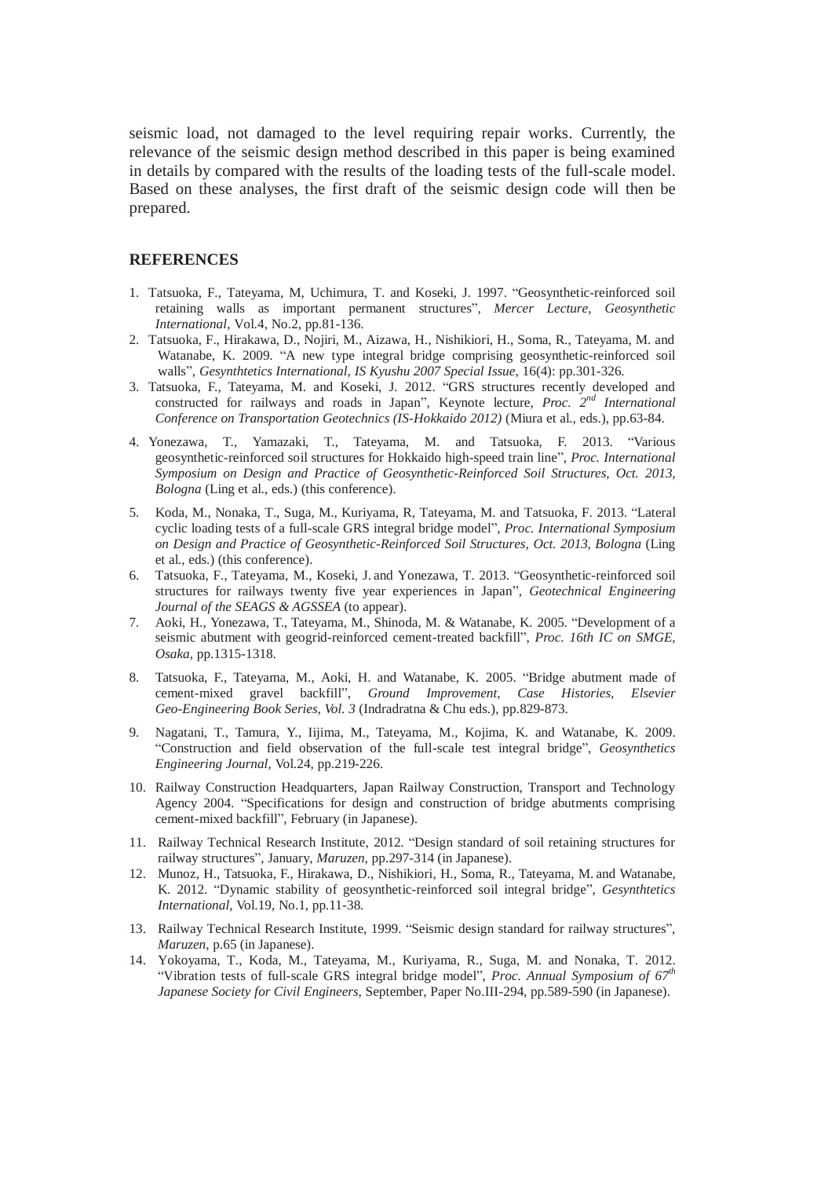seismic load, not damaged to the level requiring repair works. Currently, the relevance of the seismic design method described in this paper is being examined in details by compared with the results of the loading tests of the full-scale model. Based on these analyses, the first draft of the seismic design code will then be prepared.

## REFERENCES

1. Tatsuoka, F., Tateyama, M, Uchimura, T. and Koseki, J. 1997. "Geosynthetic-reinforced soil retaining walls as important permanent structures", *Mercer Lecture, Geosynthetic International*, Vol.4, No.2, pp.81-136.
2. Tatsuoka, F., Hirakawa, D., Nojiri, M., Aizawa, H., Nishikiori, H., Soma, R., Tateyama, M. and Watanabe, K. 2009. "A new type integral bridge comprising geosynthetic-reinforced soil walls", *Gesynthtetics International, IS Kyushu 2007 Special Issue*, 16(4): pp.301-326.
3. Tatsuoka, F., Tateyama, M. and Koseki, J. 2012. "GRS structures recently developed and constructed for railways and roads in Japan", Keynote lecture, *Proc. 2nd International Conference on Transportation Geotechnics (IS-Hokkaido 2012)* (Miura et al., eds.), pp.63-84.
4. Yonezawa, T., Yamazaki, T., Tateyama, M. and Tatsuoka, F. 2013. "Various geosynthetic-reinforced soil structures for Hokkaido high-speed train line", *Proc. International Symposium on Design and Practice of Geosynthetic-Reinforced Soil Structures, Oct. 2013, Bologna* (Ling et al., eds.) (this conference).
5. Koda, M., Nonaka, T., Suga, M., Kuriyama, R, Tateyama, M. and Tatsuoka, F. 2013. "Lateral cyclic loading tests of a full-scale GRS integral bridge model", *Proc. International Symposium on Design and Practice of Geosynthetic-Reinforced Soil Structures, Oct. 2013, Bologna* (Ling et al., eds.) (this conference).
6. Tatsuoka, F., Tateyama, M., Koseki, J. and Yonezawa, T. 2013. "Geosynthetic-reinforced soil structures for railways twenty five year experiences in Japan", *Geotechnical Engineering Journal of the SEAGS & AGSSEA* (to appear).
7. Aoki, H., Yonezawa, T., Tateyama, M., Shinoda, M. & Watanabe, K. 2005. "Development of a seismic abutment with geogrid-reinforced cement-treated backfill", *Proc. 16th IC on SMGE, Osaka*, pp.1315-1318.
8. Tatsuoka, F., Tateyama, M., Aoki, H. and Watanabe, K. 2005. "Bridge abutment made of cement-mixed gravel backfill", *Ground Improvement, Case Histories, Elsevier Geo-Engineering Book Series, Vol. 3* (Indradratna & Chu eds.), pp.829-873.
9. Nagatani, T., Tamura, Y., Iijima, M., Tateyama, M., Kojima, K. and Watanabe, K. 2009. "Construction and field observation of the full-scale test integral bridge", *Geosynthetics Engineering Journal*, Vol.24, pp.219-226.
10. Railway Construction Headquarters, Japan Railway Construction, Transport and Technology Agency 2004. "Specifications for design and construction of bridge abutments comprising cement-mixed backfill", February (in Japanese).
11. Railway Technical Research Institute, 2012. "Design standard of soil retaining structures for railway structures", January, *Maruzen*, pp.297-314 (in Japanese).
12. Munoz, H., Tatsuoka, F., Hirakawa, D., Nishikiori, H., Soma, R., Tateyama, M. and Watanabe, K. 2012. "Dynamic stability of geosynthetic-reinforced soil integral bridge", *Gesynthtetics International*, Vol.19, No.1, pp.11-38.
13. Railway Technical Research Institute, 1999. "Seismic design standard for railway structures", *Maruzen*, p.65 (in Japanese).
14. Yokoyama, T., Koda, M., Tateyama, M., Kuriyama, R., Suga, M. and Nonaka, T. 2012. "Vibration tests of full-scale GRS integral bridge model", *Proc. Annual Symposium of 67th Japanese Society for Civil Engineers*, September, Paper No.III-294, pp.589-590 (in Japanese).